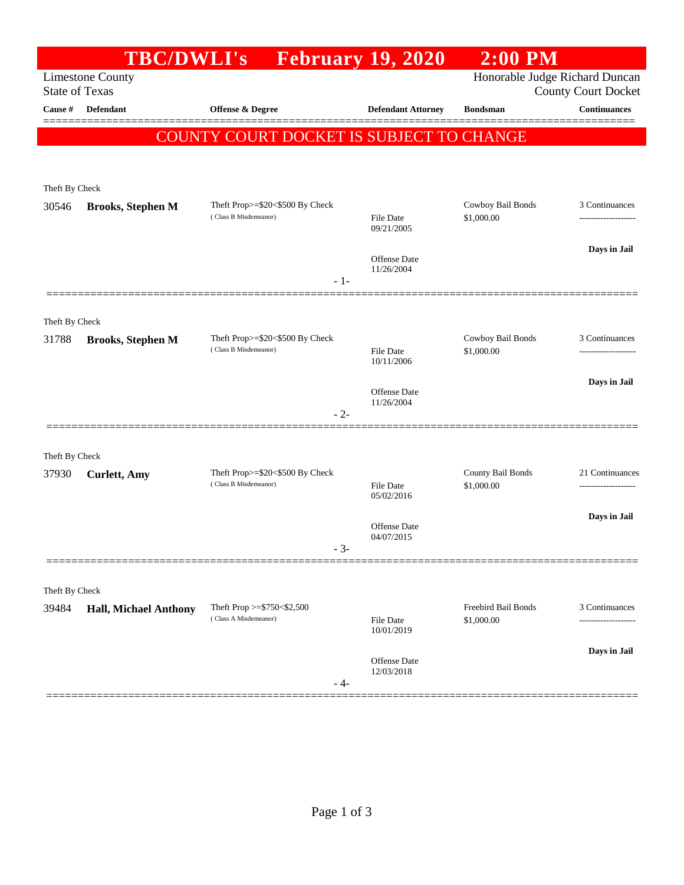# TBC/DWLI's February 19, 2020 2:00 PM

Limestone County
State of Texas

Honorable Judge Richard Duncan
County Court Docket

**COUNTY COURT DOCKET IS SUBJECT TO CHANGE**

| Cause # | Defendant | Offense & Degree | Defendant Attorney | Bondsman | Continuances |
|---|---|---|---|---|---|
| Theft By Check | | | | | |
| 30546 | **Brooks, Stephen M** | Theft Prop>=$20<$500 By Check (Class B Misdemeanor) | File Date 09/21/2005<br>Offense Date 11/26/2004 | Cowboy Bail Bonds $1,000.00 | 3 Continuances<br>Days in Jail |
| | | - 1- | | | |
| Theft By Check | | | | | |
| 31788 | **Brooks, Stephen M** | Theft Prop>=$20<$500 By Check (Class B Misdemeanor) | File Date 10/11/2006<br>Offense Date 11/26/2004 | Cowboy Bail Bonds $1,000.00 | 3 Continuances<br>Days in Jail |
| | | - 2- | | | |
| Theft By Check | | | | | |
| 37930 | **Curlett, Amy** | Theft Prop>=$20<$500 By Check (Class B Misdemeanor) | File Date 05/02/2016<br>Offense Date 04/07/2015 | County Bail Bonds $1,000.00 | 21 Continuances<br>Days in Jail |
| | | - 3- | | | |
| Theft By Check | | | | | |
| 39484 | **Hall, Michael Anthony** | Theft Prop >=$750<$2,500 (Class A Misdemeanor) | File Date 10/01/2019<br>Offense Date 12/03/2018 | Freebird Bail Bonds $1,000.00 | 3 Continuances<br>Days in Jail |
| | | - 4- | | | |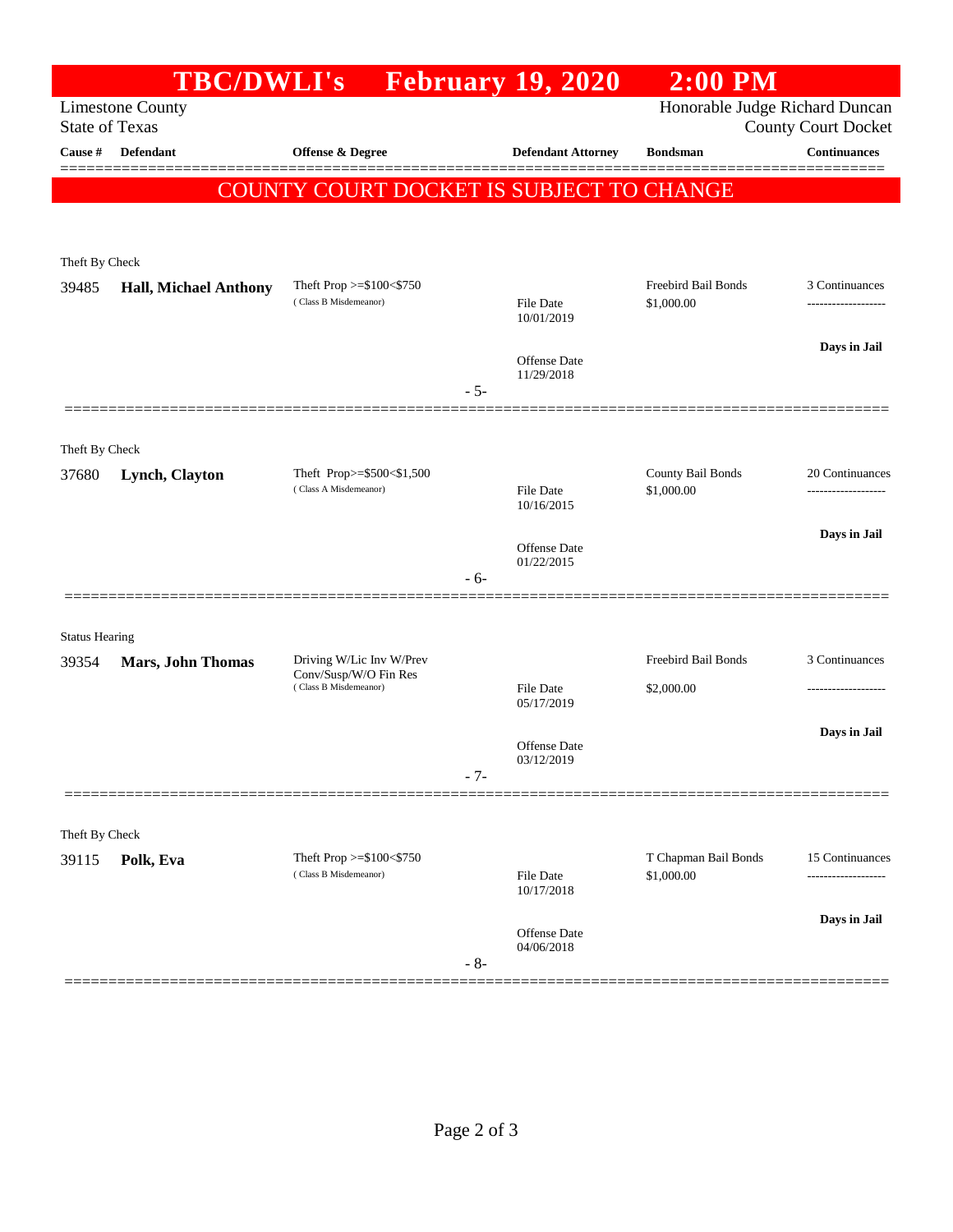# TBC/DWLI's February 19, 2020 2:00 PM

Limestone County
State of Texas

Honorable Judge Richard Duncan
County Court Docket

| Cause # | Defendant | Offense & Degree | Defendant Attorney | Bondsman | Continuances |
|---|---|---|---|---|---|

**COUNTY COURT DOCKET IS SUBJECT TO CHANGE**

---

Theft By Check

| Cause # | Defendant | Offense & Degree | Defendant Attorney | Bondsman | Continuances |
|---|---|---|---|---|---|
| 39485 | **Hall, Michael Anthony** | Theft Prop >=$100<$750 (Class B Misdemeanor) | File Date 10/01/2019<br>Offense Date 11/29/2018 | Freebird Bail Bonds<br>$1,000.00 | 3 Continuances<br>-------------------<br>**Days in Jail** |

- 5-

---

Theft By Check

| Cause # | Defendant | Offense & Degree | Defendant Attorney | Bondsman | Continuances |
|---|---|---|---|---|---|
| 37680 | **Lynch, Clayton** | Theft Prop>=$500<$1,500 (Class A Misdemeanor) | File Date 10/16/2015<br>Offense Date 01/22/2015 | County Bail Bonds<br>$1,000.00 | 20 Continuances<br>-------------------<br>**Days in Jail** |

- 6-

---

Status Hearing

| Cause # | Defendant | Offense & Degree | Defendant Attorney | Bondsman | Continuances |
|---|---|---|---|---|---|
| 39354 | **Mars, John Thomas** | Driving W/Lic Inv W/Prev Conv/Susp/W/O Fin Res (Class B Misdemeanor) | File Date 05/17/2019<br>Offense Date 03/12/2019 | Freebird Bail Bonds<br>$2,000.00 | 3 Continuances<br>-------------------<br>**Days in Jail** |

- 7-

---

Theft By Check

| Cause # | Defendant | Offense & Degree | Defendant Attorney | Bondsman | Continuances |
|---|---|---|---|---|---|
| 39115 | **Polk, Eva** | Theft Prop >=$100<$750 (Class B Misdemeanor) | File Date 10/17/2018<br>Offense Date 04/06/2018 | T Chapman Bail Bonds<br>$1,000.00 | 15 Continuances<br>-------------------<br>**Days in Jail** |

- 8-

---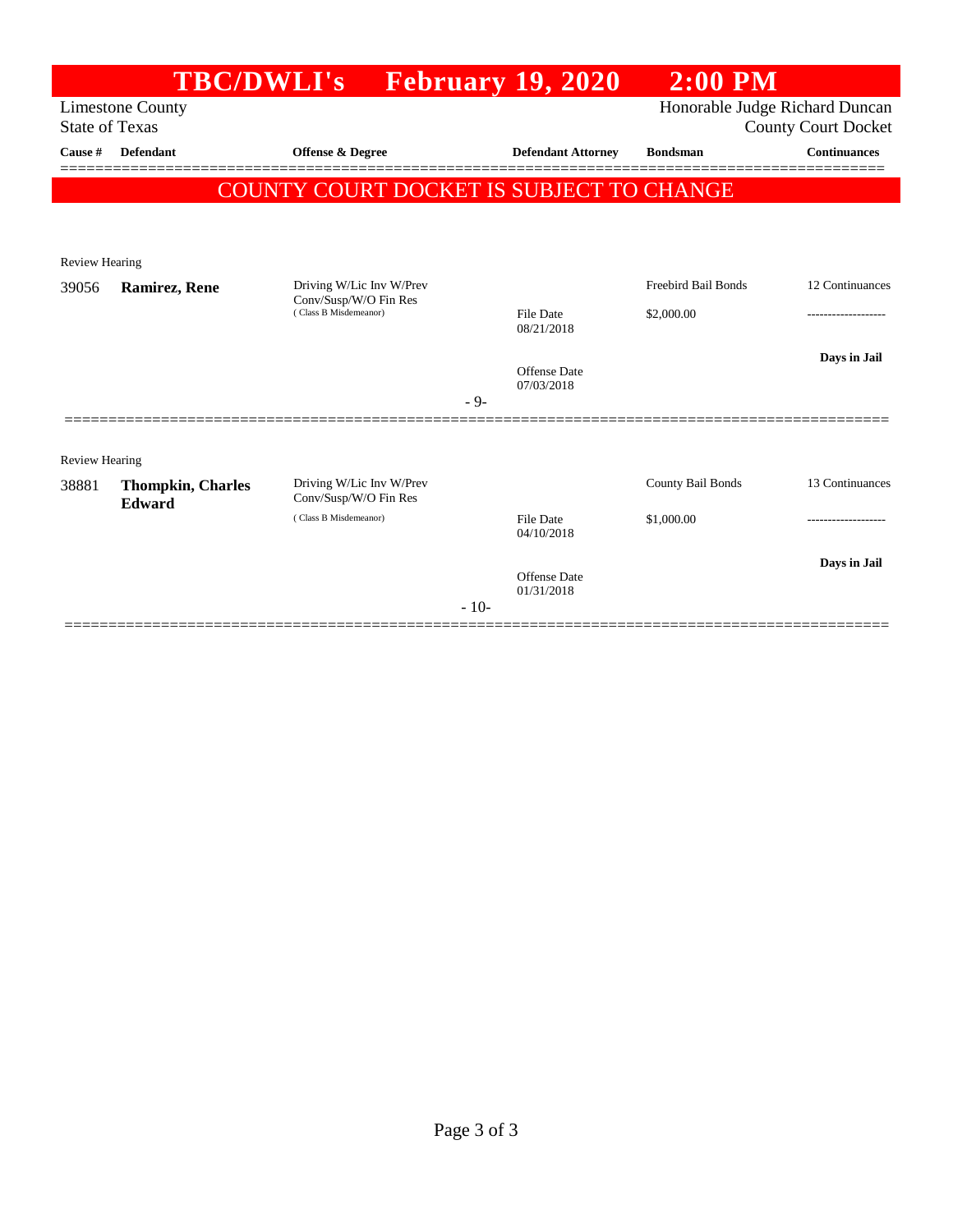# TBC/DWLI's February 19, 2020 2:00 PM

Limestone County
State of Texas

Honorable Judge Richard Duncan
County Court Docket

| Cause # | Defendant | Offense & Degree | Defendant Attorney | Bondsman | Continuances |
|---|---|---|---|---|---|

**COUNTY COURT DOCKET IS SUBJECT TO CHANGE**

Review Hearing

| Cause # | Defendant | Offense & Degree | Defendant Attorney | Bondsman | Continuances |
|---|---|---|---|---|---|
| 39056 | **Ramirez, Rene** | Driving W/Lic Inv W/Prev Conv/Susp/W/O Fin Res (Class B Misdemeanor) | File Date 08/21/2018 Offense Date 07/03/2018 | Freebird Bail Bonds $2,000.00 | 12 Continuances ------------------- **Days in Jail** |

- 9-

Review Hearing

| Cause # | Defendant | Offense & Degree | Defendant Attorney | Bondsman | Continuances |
|---|---|---|---|---|---|
| 38881 | **Thompkin, Charles Edward** | Driving W/Lic Inv W/Prev Conv/Susp/W/O Fin Res (Class B Misdemeanor) | File Date 04/10/2018 Offense Date 01/31/2018 | County Bail Bonds $1,000.00 | 13 Continuances ------------------- **Days in Jail** |

- 10-